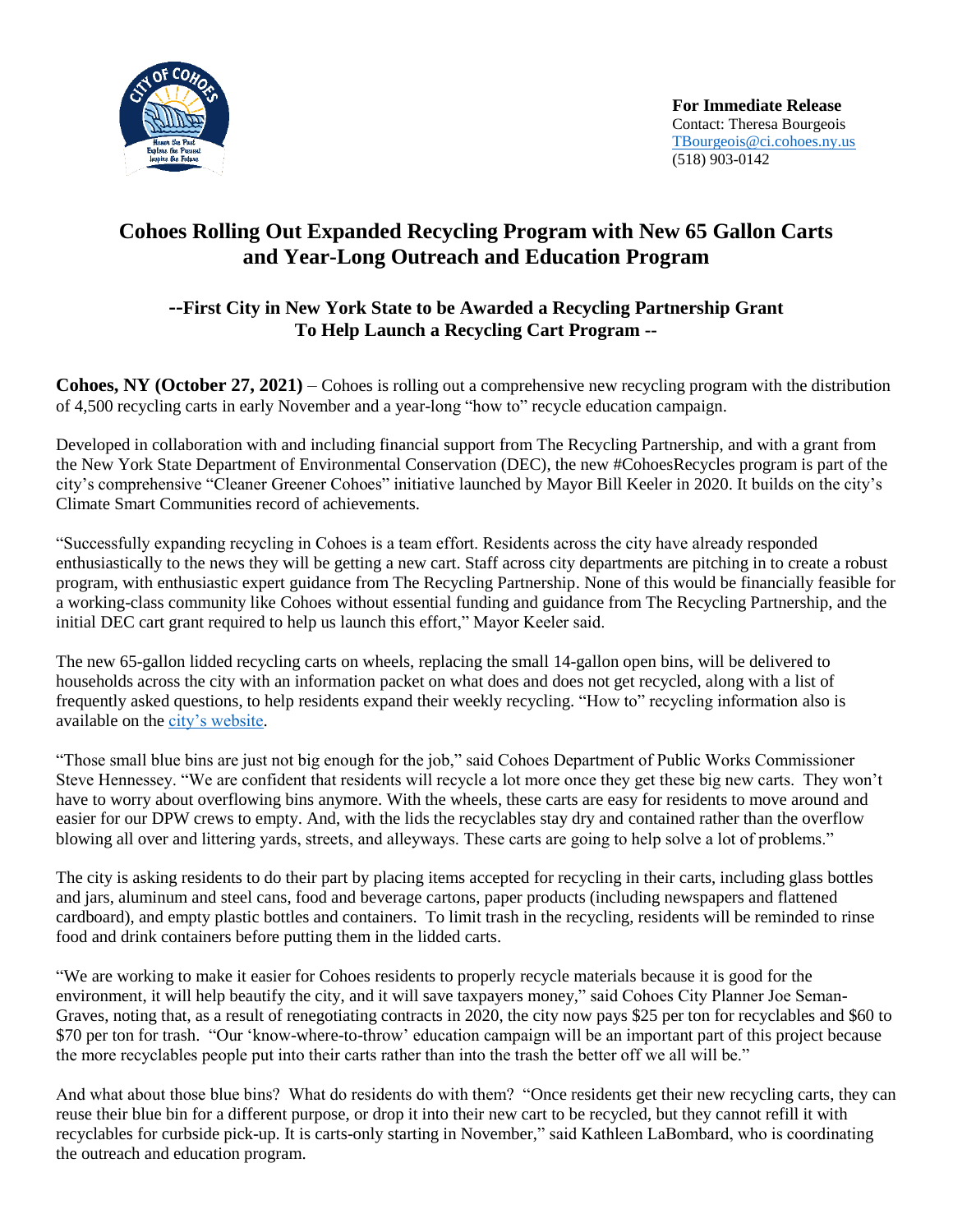**For Immediate Release**
Contact: Theresa Bourgeois
TBourgeois@ci.cohoes.ny.us
(518) 903-0142

# Cohoes Rolling Out Expanded Recycling Program with New 65 Gallon Carts and Year-Long Outreach and Education Program

## --First City in New York State to be Awarded a Recycling Partnership Grant To Help Launch a Recycling Cart Program --

**Cohoes, NY (October 27, 2021)** – Cohoes is rolling out a comprehensive new recycling program with the distribution of 4,500 recycling carts in early November and a year-long "how to" recycle education campaign.

Developed in collaboration with and including financial support from The Recycling Partnership, and with a grant from the New York State Department of Environmental Conservation (DEC), the new #CohoesRecycles program is part of the city's comprehensive "Cleaner Greener Cohoes" initiative launched by Mayor Bill Keeler in 2020. It builds on the city's Climate Smart Communities record of achievements.

"Successfully expanding recycling in Cohoes is a team effort. Residents across the city have already responded enthusiastically to the news they will be getting a new cart. Staff across city departments are pitching in to create a robust program, with enthusiastic expert guidance from The Recycling Partnership. None of this would be financially feasible for a working-class community like Cohoes without essential funding and guidance from The Recycling Partnership, and the initial DEC cart grant required to help us launch this effort," Mayor Keeler said.

The new 65-gallon lidded recycling carts on wheels, replacing the small 14-gallon open bins, will be delivered to households across the city with an information packet on what does and does not get recycled, along with a list of frequently asked questions, to help residents expand their weekly recycling. "How to" recycling information also is available on the city's website.

"Those small blue bins are just not big enough for the job," said Cohoes Department of Public Works Commissioner Steve Hennessey. "We are confident that residents will recycle a lot more once they get these big new carts. They won't have to worry about overflowing bins anymore. With the wheels, these carts are easy for residents to move around and easier for our DPW crews to empty. And, with the lids the recyclables stay dry and contained rather than the overflow blowing all over and littering yards, streets, and alleyways. These carts are going to help solve a lot of problems."

The city is asking residents to do their part by placing items accepted for recycling in their carts, including glass bottles and jars, aluminum and steel cans, food and beverage cartons, paper products (including newspapers and flattened cardboard), and empty plastic bottles and containers. To limit trash in the recycling, residents will be reminded to rinse food and drink containers before putting them in the lidded carts.

"We are working to make it easier for Cohoes residents to properly recycle materials because it is good for the environment, it will help beautify the city, and it will save taxpayers money," said Cohoes City Planner Joe Seman-Graves, noting that, as a result of renegotiating contracts in 2020, the city now pays $25 per ton for recyclables and $60 to $70 per ton for trash. "Our 'know-where-to-throw' education campaign will be an important part of this project because the more recyclables people put into their carts rather than into the trash the better off we all will be."

And what about those blue bins? What do residents do with them? "Once residents get their new recycling carts, they can reuse their blue bin for a different purpose, or drop it into their new cart to be recycled, but they cannot refill it with recyclables for curbside pick-up. It is carts-only starting in November," said Kathleen LaBombard, who is coordinating the outreach and education program.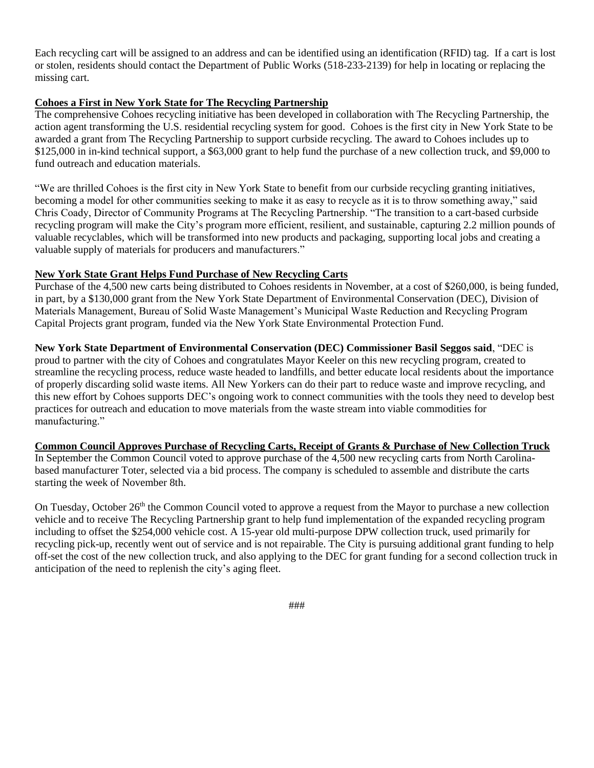Each recycling cart will be assigned to an address and can be identified using an identification (RFID) tag. If a cart is lost or stolen, residents should contact the Department of Public Works (518-233-2139) for help in locating or replacing the missing cart.

**Cohoes a First in New York State for The Recycling Partnership**

The comprehensive Cohoes recycling initiative has been developed in collaboration with The Recycling Partnership, the action agent transforming the U.S. residential recycling system for good. Cohoes is the first city in New York State to be awarded a grant from The Recycling Partnership to support curbside recycling. The award to Cohoes includes up to $125,000 in in-kind technical support, a $63,000 grant to help fund the purchase of a new collection truck, and $9,000 to fund outreach and education materials.

"We are thrilled Cohoes is the first city in New York State to benefit from our curbside recycling granting initiatives, becoming a model for other communities seeking to make it as easy to recycle as it is to throw something away," said Chris Coady, Director of Community Programs at The Recycling Partnership. "The transition to a cart-based curbside recycling program will make the City's program more efficient, resilient, and sustainable, capturing 2.2 million pounds of valuable recyclables, which will be transformed into new products and packaging, supporting local jobs and creating a valuable supply of materials for producers and manufacturers."

**New York State Grant Helps Fund Purchase of New Recycling Carts**

Purchase of the 4,500 new carts being distributed to Cohoes residents in November, at a cost of $260,000, is being funded, in part, by a $130,000 grant from the New York State Department of Environmental Conservation (DEC), Division of Materials Management, Bureau of Solid Waste Management's Municipal Waste Reduction and Recycling Program Capital Projects grant program, funded via the New York State Environmental Protection Fund.

**New York State Department of Environmental Conservation (DEC) Commissioner Basil Seggos said**, "DEC is proud to partner with the city of Cohoes and congratulates Mayor Keeler on this new recycling program, created to streamline the recycling process, reduce waste headed to landfills, and better educate local residents about the importance of properly discarding solid waste items. All New Yorkers can do their part to reduce waste and improve recycling, and this new effort by Cohoes supports DEC's ongoing work to connect communities with the tools they need to develop best practices for outreach and education to move materials from the waste stream into viable commodities for manufacturing."

**Common Council Approves Purchase of Recycling Carts, Receipt of Grants & Purchase of New Collection Truck**

In September the Common Council voted to approve purchase of the 4,500 new recycling carts from North Carolina-based manufacturer Toter, selected via a bid process. The company is scheduled to assemble and distribute the carts starting the week of November 8th.

On Tuesday, October 26th the Common Council voted to approve a request from the Mayor to purchase a new collection vehicle and to receive The Recycling Partnership grant to help fund implementation of the expanded recycling program including to offset the $254,000 vehicle cost. A 15-year old multi-purpose DPW collection truck, used primarily for recycling pick-up, recently went out of service and is not repairable. The City is pursuing additional grant funding to help off-set the cost of the new collection truck, and also applying to the DEC for grant funding for a second collection truck in anticipation of the need to replenish the city's aging fleet.

###